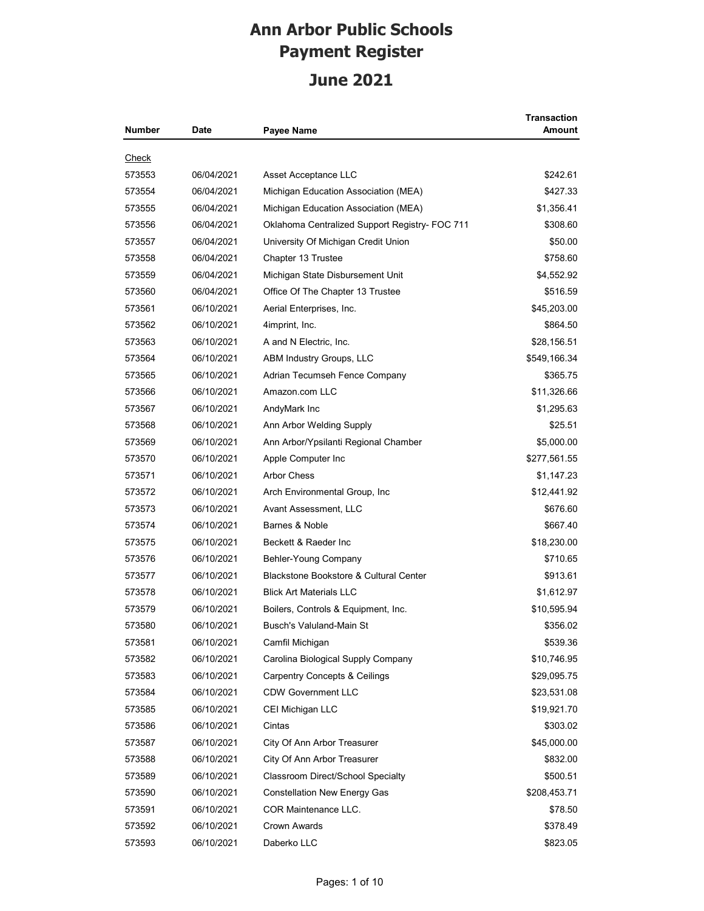# Ann Arbor Public Schools
# Payment Register
## June 2021

| Number | Date | Payee Name | Transaction Amount |
|---|---|---|---|
| Check | | | |
| 573553 | 06/04/2021 | Asset Acceptance LLC | $242.61 |
| 573554 | 06/04/2021 | Michigan Education Association (MEA) | $427.33 |
| 573555 | 06/04/2021 | Michigan Education Association (MEA) | $1,356.41 |
| 573556 | 06/04/2021 | Oklahoma Centralized Support Registry- FOC 711 | $308.60 |
| 573557 | 06/04/2021 | University Of Michigan Credit Union | $50.00 |
| 573558 | 06/04/2021 | Chapter 13 Trustee | $758.60 |
| 573559 | 06/04/2021 | Michigan State Disbursement Unit | $4,552.92 |
| 573560 | 06/04/2021 | Office Of The Chapter 13 Trustee | $516.59 |
| 573561 | 06/10/2021 | Aerial Enterprises, Inc. | $45,203.00 |
| 573562 | 06/10/2021 | 4imprint, Inc. | $864.50 |
| 573563 | 06/10/2021 | A and N Electric, Inc. | $28,156.51 |
| 573564 | 06/10/2021 | ABM Industry Groups, LLC | $549,166.34 |
| 573565 | 06/10/2021 | Adrian Tecumseh Fence Company | $365.75 |
| 573566 | 06/10/2021 | Amazon.com LLC | $11,326.66 |
| 573567 | 06/10/2021 | AndyMark Inc | $1,295.63 |
| 573568 | 06/10/2021 | Ann Arbor Welding Supply | $25.51 |
| 573569 | 06/10/2021 | Ann Arbor/Ypsilanti Regional Chamber | $5,000.00 |
| 573570 | 06/10/2021 | Apple Computer Inc | $277,561.55 |
| 573571 | 06/10/2021 | Arbor Chess | $1,147.23 |
| 573572 | 06/10/2021 | Arch Environmental Group, Inc | $12,441.92 |
| 573573 | 06/10/2021 | Avant Assessment, LLC | $676.60 |
| 573574 | 06/10/2021 | Barnes & Noble | $667.40 |
| 573575 | 06/10/2021 | Beckett & Raeder Inc | $18,230.00 |
| 573576 | 06/10/2021 | Behler-Young Company | $710.65 |
| 573577 | 06/10/2021 | Blackstone Bookstore & Cultural Center | $913.61 |
| 573578 | 06/10/2021 | Blick Art Materials LLC | $1,612.97 |
| 573579 | 06/10/2021 | Boilers, Controls & Equipment, Inc. | $10,595.94 |
| 573580 | 06/10/2021 | Busch's Valuland-Main St | $356.02 |
| 573581 | 06/10/2021 | Camfil Michigan | $539.36 |
| 573582 | 06/10/2021 | Carolina Biological Supply Company | $10,746.95 |
| 573583 | 06/10/2021 | Carpentry Concepts & Ceilings | $29,095.75 |
| 573584 | 06/10/2021 | CDW Government LLC | $23,531.08 |
| 573585 | 06/10/2021 | CEI Michigan LLC | $19,921.70 |
| 573586 | 06/10/2021 | Cintas | $303.02 |
| 573587 | 06/10/2021 | City Of Ann Arbor Treasurer | $45,000.00 |
| 573588 | 06/10/2021 | City Of Ann Arbor Treasurer | $832.00 |
| 573589 | 06/10/2021 | Classroom Direct/School Specialty | $500.51 |
| 573590 | 06/10/2021 | Constellation New Energy Gas | $208,453.71 |
| 573591 | 06/10/2021 | COR Maintenance LLC. | $78.50 |
| 573592 | 06/10/2021 | Crown Awards | $378.49 |
| 573593 | 06/10/2021 | Daberko LLC | $823.05 |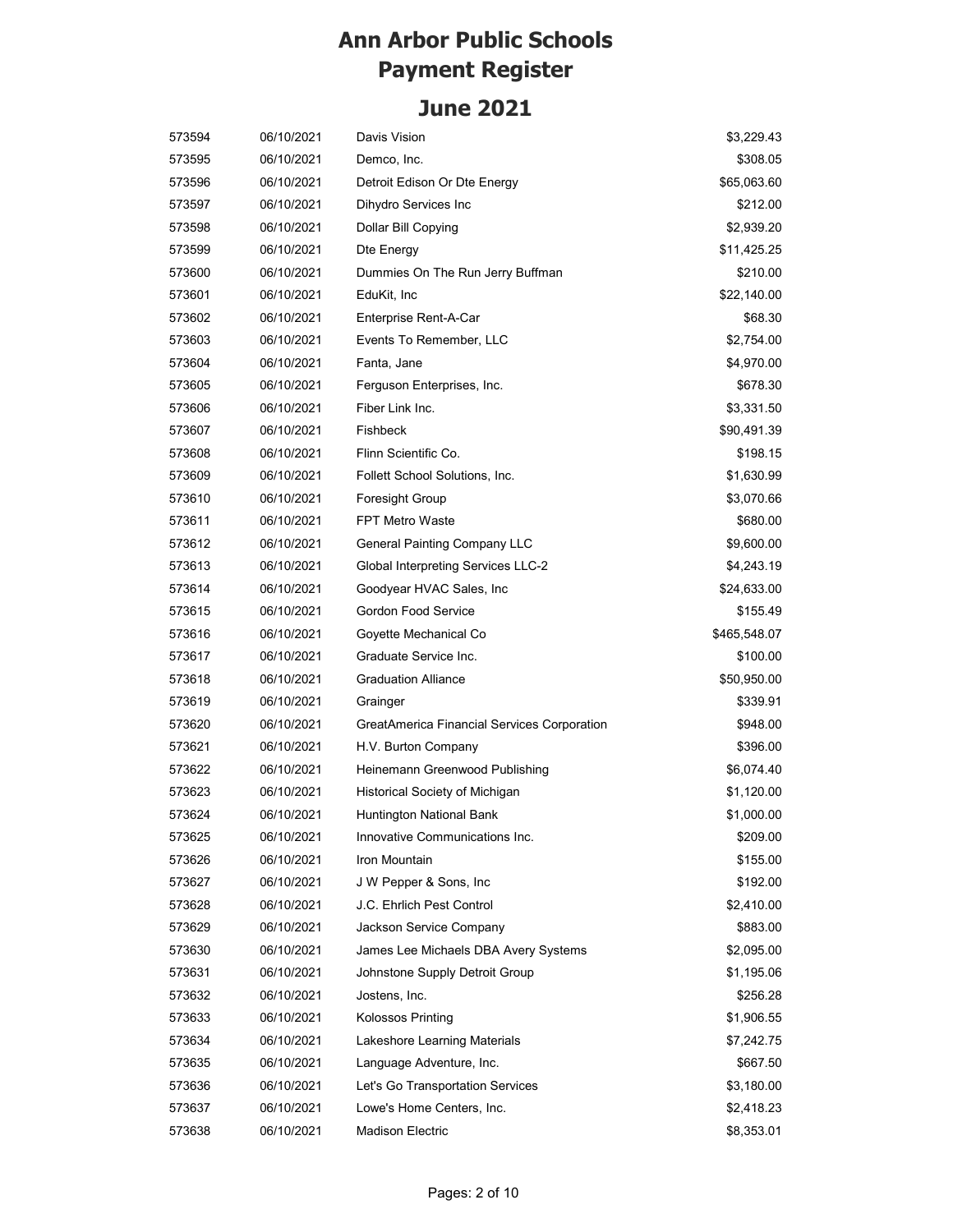# Ann Arbor Public Schools
# Payment Register

## June 2021

| | | | |
|---|---|---|---|
| 573594 | 06/10/2021 | Davis Vision | $3,229.43 |
| 573595 | 06/10/2021 | Demco, Inc. | $308.05 |
| 573596 | 06/10/2021 | Detroit Edison Or Dte Energy | $65,063.60 |
| 573597 | 06/10/2021 | Dihydro Services Inc | $212.00 |
| 573598 | 06/10/2021 | Dollar Bill Copying | $2,939.20 |
| 573599 | 06/10/2021 | Dte Energy | $11,425.25 |
| 573600 | 06/10/2021 | Dummies On The Run Jerry Buffman | $210.00 |
| 573601 | 06/10/2021 | EduKit, Inc | $22,140.00 |
| 573602 | 06/10/2021 | Enterprise Rent-A-Car | $68.30 |
| 573603 | 06/10/2021 | Events To Remember, LLC | $2,754.00 |
| 573604 | 06/10/2021 | Fanta, Jane | $4,970.00 |
| 573605 | 06/10/2021 | Ferguson Enterprises, Inc. | $678.30 |
| 573606 | 06/10/2021 | Fiber Link Inc. | $3,331.50 |
| 573607 | 06/10/2021 | Fishbeck | $90,491.39 |
| 573608 | 06/10/2021 | Flinn Scientific Co. | $198.15 |
| 573609 | 06/10/2021 | Follett School Solutions, Inc. | $1,630.99 |
| 573610 | 06/10/2021 | Foresight Group | $3,070.66 |
| 573611 | 06/10/2021 | FPT Metro Waste | $680.00 |
| 573612 | 06/10/2021 | General Painting Company LLC | $9,600.00 |
| 573613 | 06/10/2021 | Global Interpreting Services LLC-2 | $4,243.19 |
| 573614 | 06/10/2021 | Goodyear HVAC Sales, Inc | $24,633.00 |
| 573615 | 06/10/2021 | Gordon Food Service | $155.49 |
| 573616 | 06/10/2021 | Goyette Mechanical Co | $465,548.07 |
| 573617 | 06/10/2021 | Graduate Service Inc. | $100.00 |
| 573618 | 06/10/2021 | Graduation Alliance | $50,950.00 |
| 573619 | 06/10/2021 | Grainger | $339.91 |
| 573620 | 06/10/2021 | GreatAmerica Financial Services Corporation | $948.00 |
| 573621 | 06/10/2021 | H.V. Burton Company | $396.00 |
| 573622 | 06/10/2021 | Heinemann Greenwood Publishing | $6,074.40 |
| 573623 | 06/10/2021 | Historical Society of Michigan | $1,120.00 |
| 573624 | 06/10/2021 | Huntington National Bank | $1,000.00 |
| 573625 | 06/10/2021 | Innovative Communications Inc. | $209.00 |
| 573626 | 06/10/2021 | Iron Mountain | $155.00 |
| 573627 | 06/10/2021 | J W Pepper & Sons, Inc | $192.00 |
| 573628 | 06/10/2021 | J.C. Ehrlich Pest Control | $2,410.00 |
| 573629 | 06/10/2021 | Jackson Service Company | $883.00 |
| 573630 | 06/10/2021 | James Lee Michaels DBA Avery Systems | $2,095.00 |
| 573631 | 06/10/2021 | Johnstone Supply Detroit Group | $1,195.06 |
| 573632 | 06/10/2021 | Jostens, Inc. | $256.28 |
| 573633 | 06/10/2021 | Kolossos Printing | $1,906.55 |
| 573634 | 06/10/2021 | Lakeshore Learning Materials | $7,242.75 |
| 573635 | 06/10/2021 | Language Adventure, Inc. | $667.50 |
| 573636 | 06/10/2021 | Let's Go Transportation Services | $3,180.00 |
| 573637 | 06/10/2021 | Lowe's Home Centers, Inc. | $2,418.23 |
| 573638 | 06/10/2021 | Madison Electric | $8,353.01 |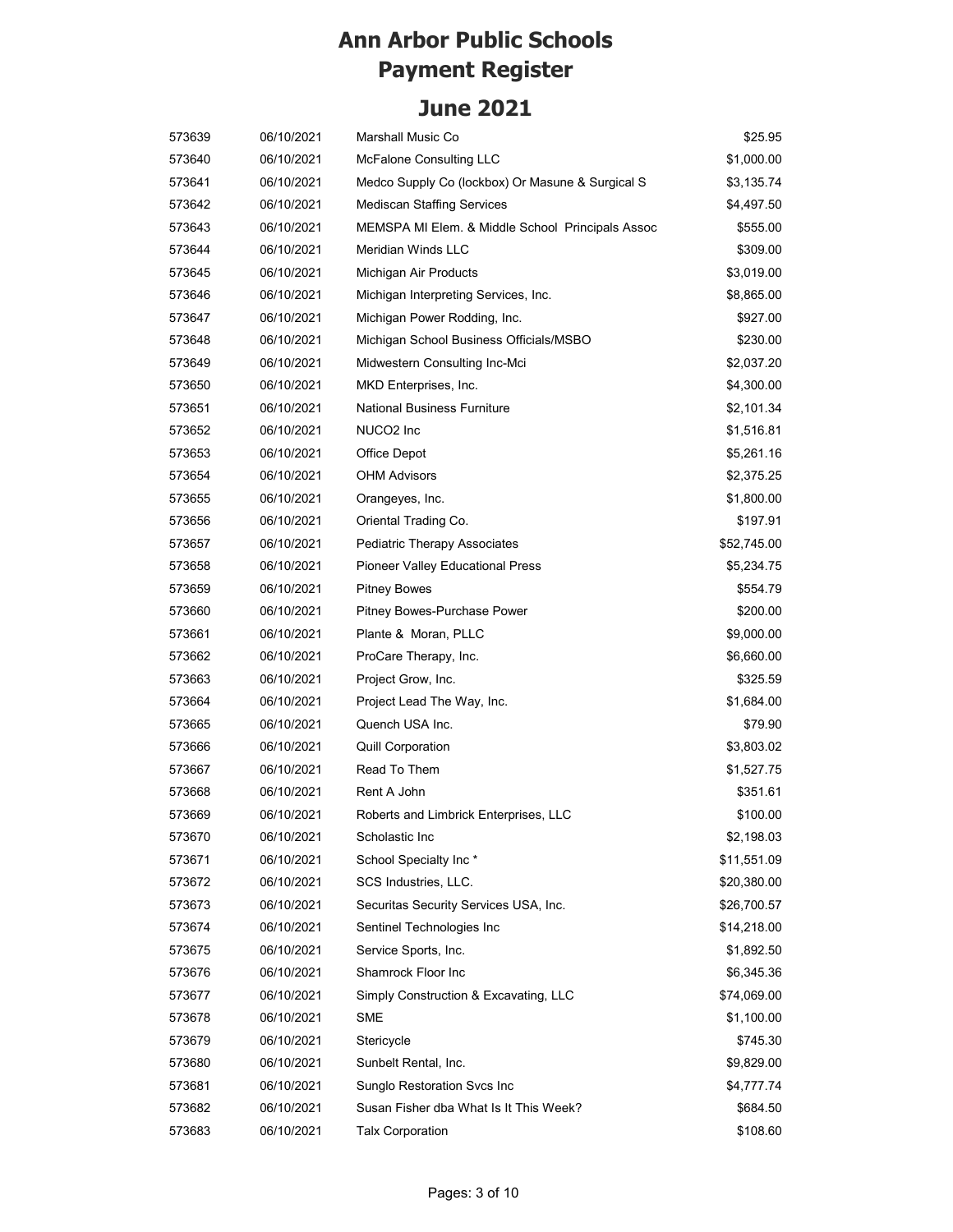# Ann Arbor Public Schools
# Payment Register

## June 2021

| | | | |
|---|---|---|---|
| 573639 | 06/10/2021 | Marshall Music Co | $25.95 |
| 573640 | 06/10/2021 | McFalone Consulting LLC | $1,000.00 |
| 573641 | 06/10/2021 | Medco Supply Co (lockbox) Or Masune & Surgical S | $3,135.74 |
| 573642 | 06/10/2021 | Mediscan Staffing Services | $4,497.50 |
| 573643 | 06/10/2021 | MEMSPA MI Elem. & Middle School Principals Assoc | $555.00 |
| 573644 | 06/10/2021 | Meridian Winds LLC | $309.00 |
| 573645 | 06/10/2021 | Michigan Air Products | $3,019.00 |
| 573646 | 06/10/2021 | Michigan Interpreting Services, Inc. | $8,865.00 |
| 573647 | 06/10/2021 | Michigan Power Rodding, Inc. | $927.00 |
| 573648 | 06/10/2021 | Michigan School Business Officials/MSBO | $230.00 |
| 573649 | 06/10/2021 | Midwestern Consulting Inc-Mci | $2,037.20 |
| 573650 | 06/10/2021 | MKD Enterprises, Inc. | $4,300.00 |
| 573651 | 06/10/2021 | National Business Furniture | $2,101.34 |
| 573652 | 06/10/2021 | NUCO2 Inc | $1,516.81 |
| 573653 | 06/10/2021 | Office Depot | $5,261.16 |
| 573654 | 06/10/2021 | OHM Advisors | $2,375.25 |
| 573655 | 06/10/2021 | Orangeyes, Inc. | $1,800.00 |
| 573656 | 06/10/2021 | Oriental Trading Co. | $197.91 |
| 573657 | 06/10/2021 | Pediatric Therapy Associates | $52,745.00 |
| 573658 | 06/10/2021 | Pioneer Valley Educational Press | $5,234.75 |
| 573659 | 06/10/2021 | Pitney Bowes | $554.79 |
| 573660 | 06/10/2021 | Pitney Bowes-Purchase Power | $200.00 |
| 573661 | 06/10/2021 | Plante & Moran, PLLC | $9,000.00 |
| 573662 | 06/10/2021 | ProCare Therapy, Inc. | $6,660.00 |
| 573663 | 06/10/2021 | Project Grow, Inc. | $325.59 |
| 573664 | 06/10/2021 | Project Lead The Way, Inc. | $1,684.00 |
| 573665 | 06/10/2021 | Quench USA Inc. | $79.90 |
| 573666 | 06/10/2021 | Quill Corporation | $3,803.02 |
| 573667 | 06/10/2021 | Read To Them | $1,527.75 |
| 573668 | 06/10/2021 | Rent A John | $351.61 |
| 573669 | 06/10/2021 | Roberts and Limbrick Enterprises, LLC | $100.00 |
| 573670 | 06/10/2021 | Scholastic Inc | $2,198.03 |
| 573671 | 06/10/2021 | School Specialty Inc * | $11,551.09 |
| 573672 | 06/10/2021 | SCS Industries, LLC. | $20,380.00 |
| 573673 | 06/10/2021 | Securitas Security Services USA, Inc. | $26,700.57 |
| 573674 | 06/10/2021 | Sentinel Technologies Inc | $14,218.00 |
| 573675 | 06/10/2021 | Service Sports, Inc. | $1,892.50 |
| 573676 | 06/10/2021 | Shamrock Floor Inc | $6,345.36 |
| 573677 | 06/10/2021 | Simply Construction & Excavating, LLC | $74,069.00 |
| 573678 | 06/10/2021 | SME | $1,100.00 |
| 573679 | 06/10/2021 | Stericycle | $745.30 |
| 573680 | 06/10/2021 | Sunbelt Rental, Inc. | $9,829.00 |
| 573681 | 06/10/2021 | Sunglo Restoration Svcs Inc | $4,777.74 |
| 573682 | 06/10/2021 | Susan Fisher dba What Is It This Week? | $684.50 |
| 573683 | 06/10/2021 | Talx Corporation | $108.60 |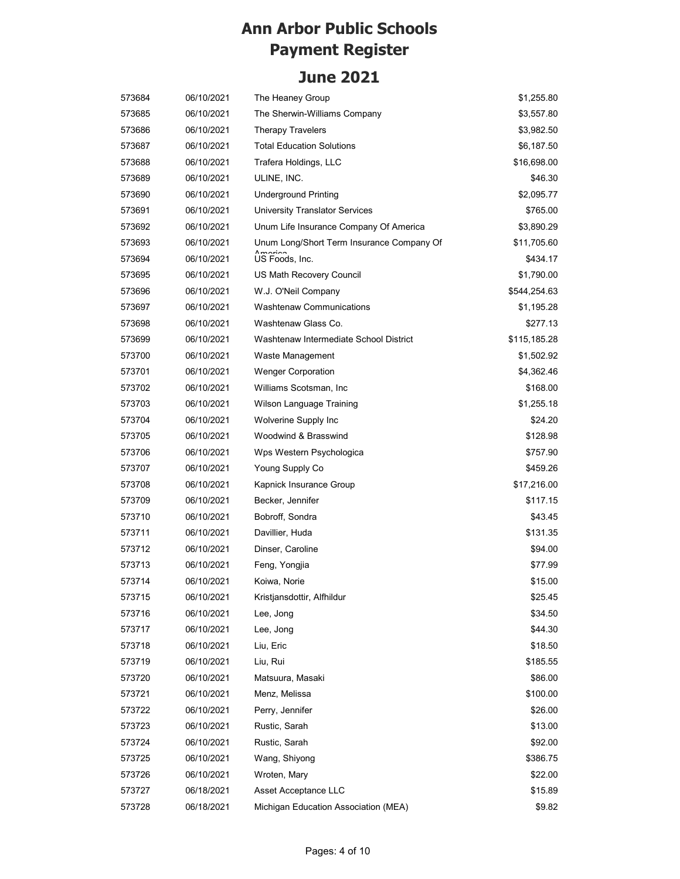# Ann Arbor Public Schools
# Payment Register

## June 2021

| | | | |
|---|---|---|---|
| 573684 | 06/10/2021 | The Heaney Group | $1,255.80 |
| 573685 | 06/10/2021 | The Sherwin-Williams Company | $3,557.80 |
| 573686 | 06/10/2021 | Therapy Travelers | $3,982.50 |
| 573687 | 06/10/2021 | Total Education Solutions | $6,187.50 |
| 573688 | 06/10/2021 | Trafera Holdings, LLC | $16,698.00 |
| 573689 | 06/10/2021 | ULINE, INC. | $46.30 |
| 573690 | 06/10/2021 | Underground Printing | $2,095.77 |
| 573691 | 06/10/2021 | University Translator Services | $765.00 |
| 573692 | 06/10/2021 | Unum Life Insurance Company Of America | $3,890.29 |
| 573693 | 06/10/2021 | Unum Long/Short Term Insurance Company Of America | $11,705.60 |
| 573694 | 06/10/2021 | US Foods, Inc. | $434.17 |
| 573695 | 06/10/2021 | US Math Recovery Council | $1,790.00 |
| 573696 | 06/10/2021 | W.J. O'Neil Company | $544,254.63 |
| 573697 | 06/10/2021 | Washtenaw Communications | $1,195.28 |
| 573698 | 06/10/2021 | Washtenaw Glass Co. | $277.13 |
| 573699 | 06/10/2021 | Washtenaw Intermediate School District | $115,185.28 |
| 573700 | 06/10/2021 | Waste Management | $1,502.92 |
| 573701 | 06/10/2021 | Wenger Corporation | $4,362.46 |
| 573702 | 06/10/2021 | Williams Scotsman, Inc | $168.00 |
| 573703 | 06/10/2021 | Wilson Language Training | $1,255.18 |
| 573704 | 06/10/2021 | Wolverine Supply Inc | $24.20 |
| 573705 | 06/10/2021 | Woodwind & Brasswind | $128.98 |
| 573706 | 06/10/2021 | Wps Western Psychologica | $757.90 |
| 573707 | 06/10/2021 | Young Supply Co | $459.26 |
| 573708 | 06/10/2021 | Kapnick Insurance Group | $17,216.00 |
| 573709 | 06/10/2021 | Becker, Jennifer | $117.15 |
| 573710 | 06/10/2021 | Bobroff, Sondra | $43.45 |
| 573711 | 06/10/2021 | Davillier, Huda | $131.35 |
| 573712 | 06/10/2021 | Dinser, Caroline | $94.00 |
| 573713 | 06/10/2021 | Feng, Yongjia | $77.99 |
| 573714 | 06/10/2021 | Koiwa, Norie | $15.00 |
| 573715 | 06/10/2021 | Kristjansdottir, Alfhildur | $25.45 |
| 573716 | 06/10/2021 | Lee, Jong | $34.50 |
| 573717 | 06/10/2021 | Lee, Jong | $44.30 |
| 573718 | 06/10/2021 | Liu, Eric | $18.50 |
| 573719 | 06/10/2021 | Liu, Rui | $185.55 |
| 573720 | 06/10/2021 | Matsuura, Masaki | $86.00 |
| 573721 | 06/10/2021 | Menz, Melissa | $100.00 |
| 573722 | 06/10/2021 | Perry, Jennifer | $26.00 |
| 573723 | 06/10/2021 | Rustic, Sarah | $13.00 |
| 573724 | 06/10/2021 | Rustic, Sarah | $92.00 |
| 573725 | 06/10/2021 | Wang, Shiyong | $386.75 |
| 573726 | 06/10/2021 | Wroten, Mary | $22.00 |
| 573727 | 06/18/2021 | Asset Acceptance LLC | $15.89 |
| 573728 | 06/18/2021 | Michigan Education Association (MEA) | $9.82 |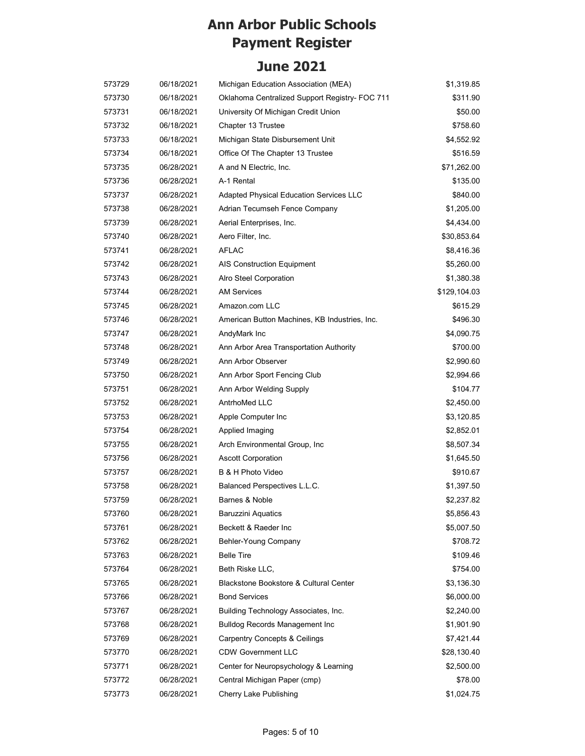# Ann Arbor Public Schools
# Payment Register

## June 2021

| | | | |
|---|---|---|---|
| 573729 | 06/18/2021 | Michigan Education Association (MEA) | $1,319.85 |
| 573730 | 06/18/2021 | Oklahoma Centralized Support Registry- FOC 711 | $311.90 |
| 573731 | 06/18/2021 | University Of Michigan Credit Union | $50.00 |
| 573732 | 06/18/2021 | Chapter 13 Trustee | $758.60 |
| 573733 | 06/18/2021 | Michigan State Disbursement Unit | $4,552.92 |
| 573734 | 06/18/2021 | Office Of The Chapter 13 Trustee | $516.59 |
| 573735 | 06/28/2021 | A and N Electric, Inc. | $71,262.00 |
| 573736 | 06/28/2021 | A-1 Rental | $135.00 |
| 573737 | 06/28/2021 | Adapted Physical Education Services LLC | $840.00 |
| 573738 | 06/28/2021 | Adrian Tecumseh Fence Company | $1,205.00 |
| 573739 | 06/28/2021 | Aerial Enterprises, Inc. | $4,434.00 |
| 573740 | 06/28/2021 | Aero Filter, Inc. | $30,853.64 |
| 573741 | 06/28/2021 | AFLAC | $8,416.36 |
| 573742 | 06/28/2021 | AIS Construction Equipment | $5,260.00 |
| 573743 | 06/28/2021 | Alro Steel Corporation | $1,380.38 |
| 573744 | 06/28/2021 | AM Services | $129,104.03 |
| 573745 | 06/28/2021 | Amazon.com LLC | $615.29 |
| 573746 | 06/28/2021 | American Button Machines, KB Industries, Inc. | $496.30 |
| 573747 | 06/28/2021 | AndyMark Inc | $4,090.75 |
| 573748 | 06/28/2021 | Ann Arbor Area Transportation Authority | $700.00 |
| 573749 | 06/28/2021 | Ann Arbor Observer | $2,990.60 |
| 573750 | 06/28/2021 | Ann Arbor Sport Fencing Club | $2,994.66 |
| 573751 | 06/28/2021 | Ann Arbor Welding Supply | $104.77 |
| 573752 | 06/28/2021 | AntrhoMed LLC | $2,450.00 |
| 573753 | 06/28/2021 | Apple Computer Inc | $3,120.85 |
| 573754 | 06/28/2021 | Applied Imaging | $2,852.01 |
| 573755 | 06/28/2021 | Arch Environmental Group, Inc | $8,507.34 |
| 573756 | 06/28/2021 | Ascott Corporation | $1,645.50 |
| 573757 | 06/28/2021 | B & H Photo Video | $910.67 |
| 573758 | 06/28/2021 | Balanced Perspectives L.L.C. | $1,397.50 |
| 573759 | 06/28/2021 | Barnes & Noble | $2,237.82 |
| 573760 | 06/28/2021 | Baruzzini Aquatics | $5,856.43 |
| 573761 | 06/28/2021 | Beckett & Raeder Inc | $5,007.50 |
| 573762 | 06/28/2021 | Behler-Young Company | $708.72 |
| 573763 | 06/28/2021 | Belle Tire | $109.46 |
| 573764 | 06/28/2021 | Beth Riske LLC, | $754.00 |
| 573765 | 06/28/2021 | Blackstone Bookstore & Cultural Center | $3,136.30 |
| 573766 | 06/28/2021 | Bond Services | $6,000.00 |
| 573767 | 06/28/2021 | Building Technology Associates, Inc. | $2,240.00 |
| 573768 | 06/28/2021 | Bulldog Records Management Inc | $1,901.90 |
| 573769 | 06/28/2021 | Carpentry Concepts & Ceilings | $7,421.44 |
| 573770 | 06/28/2021 | CDW Government LLC | $28,130.40 |
| 573771 | 06/28/2021 | Center for Neuropsychology & Learning | $2,500.00 |
| 573772 | 06/28/2021 | Central Michigan Paper (cmp) | $78.00 |
| 573773 | 06/28/2021 | Cherry Lake Publishing | $1,024.75 |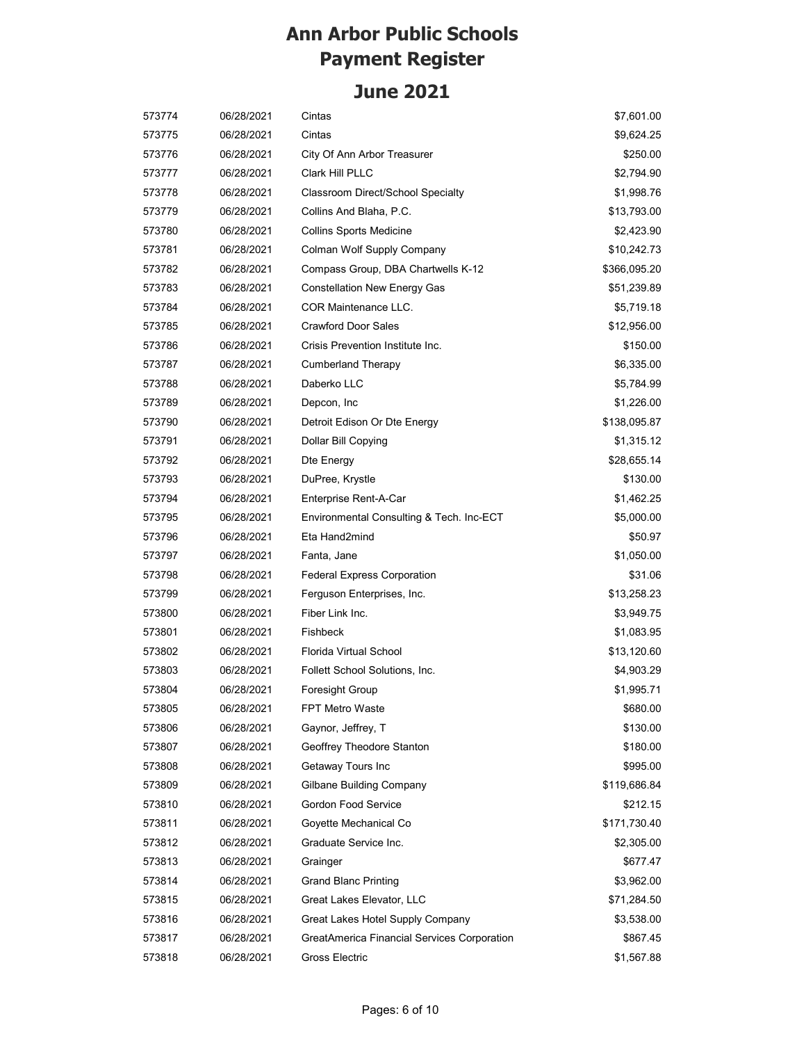# Ann Arbor Public Schools
# Payment Register

## June 2021

| | | | |
|---|---|---|---|
| 573774 | 06/28/2021 | Cintas | $7,601.00 |
| 573775 | 06/28/2021 | Cintas | $9,624.25 |
| 573776 | 06/28/2021 | City Of Ann Arbor Treasurer | $250.00 |
| 573777 | 06/28/2021 | Clark Hill PLLC | $2,794.90 |
| 573778 | 06/28/2021 | Classroom Direct/School Specialty | $1,998.76 |
| 573779 | 06/28/2021 | Collins And Blaha, P.C. | $13,793.00 |
| 573780 | 06/28/2021 | Collins Sports Medicine | $2,423.90 |
| 573781 | 06/28/2021 | Colman Wolf Supply Company | $10,242.73 |
| 573782 | 06/28/2021 | Compass Group, DBA Chartwells K-12 | $366,095.20 |
| 573783 | 06/28/2021 | Constellation New Energy Gas | $51,239.89 |
| 573784 | 06/28/2021 | COR Maintenance LLC. | $5,719.18 |
| 573785 | 06/28/2021 | Crawford Door Sales | $12,956.00 |
| 573786 | 06/28/2021 | Crisis Prevention Institute Inc. | $150.00 |
| 573787 | 06/28/2021 | Cumberland Therapy | $6,335.00 |
| 573788 | 06/28/2021 | Daberko LLC | $5,784.99 |
| 573789 | 06/28/2021 | Depcon, Inc | $1,226.00 |
| 573790 | 06/28/2021 | Detroit Edison Or Dte Energy | $138,095.87 |
| 573791 | 06/28/2021 | Dollar Bill Copying | $1,315.12 |
| 573792 | 06/28/2021 | Dte Energy | $28,655.14 |
| 573793 | 06/28/2021 | DuPree, Krystle | $130.00 |
| 573794 | 06/28/2021 | Enterprise Rent-A-Car | $1,462.25 |
| 573795 | 06/28/2021 | Environmental Consulting & Tech. Inc-ECT | $5,000.00 |
| 573796 | 06/28/2021 | Eta Hand2mind | $50.97 |
| 573797 | 06/28/2021 | Fanta, Jane | $1,050.00 |
| 573798 | 06/28/2021 | Federal Express Corporation | $31.06 |
| 573799 | 06/28/2021 | Ferguson Enterprises, Inc. | $13,258.23 |
| 573800 | 06/28/2021 | Fiber Link Inc. | $3,949.75 |
| 573801 | 06/28/2021 | Fishbeck | $1,083.95 |
| 573802 | 06/28/2021 | Florida Virtual School | $13,120.60 |
| 573803 | 06/28/2021 | Follett School Solutions, Inc. | $4,903.29 |
| 573804 | 06/28/2021 | Foresight Group | $1,995.71 |
| 573805 | 06/28/2021 | FPT Metro Waste | $680.00 |
| 573806 | 06/28/2021 | Gaynor, Jeffrey, T | $130.00 |
| 573807 | 06/28/2021 | Geoffrey Theodore Stanton | $180.00 |
| 573808 | 06/28/2021 | Getaway Tours Inc | $995.00 |
| 573809 | 06/28/2021 | Gilbane Building Company | $119,686.84 |
| 573810 | 06/28/2021 | Gordon Food Service | $212.15 |
| 573811 | 06/28/2021 | Goyette Mechanical Co | $171,730.40 |
| 573812 | 06/28/2021 | Graduate Service Inc. | $2,305.00 |
| 573813 | 06/28/2021 | Grainger | $677.47 |
| 573814 | 06/28/2021 | Grand Blanc Printing | $3,962.00 |
| 573815 | 06/28/2021 | Great Lakes Elevator, LLC | $71,284.50 |
| 573816 | 06/28/2021 | Great Lakes Hotel Supply Company | $3,538.00 |
| 573817 | 06/28/2021 | GreatAmerica Financial Services Corporation | $867.45 |
| 573818 | 06/28/2021 | Gross Electric | $1,567.88 |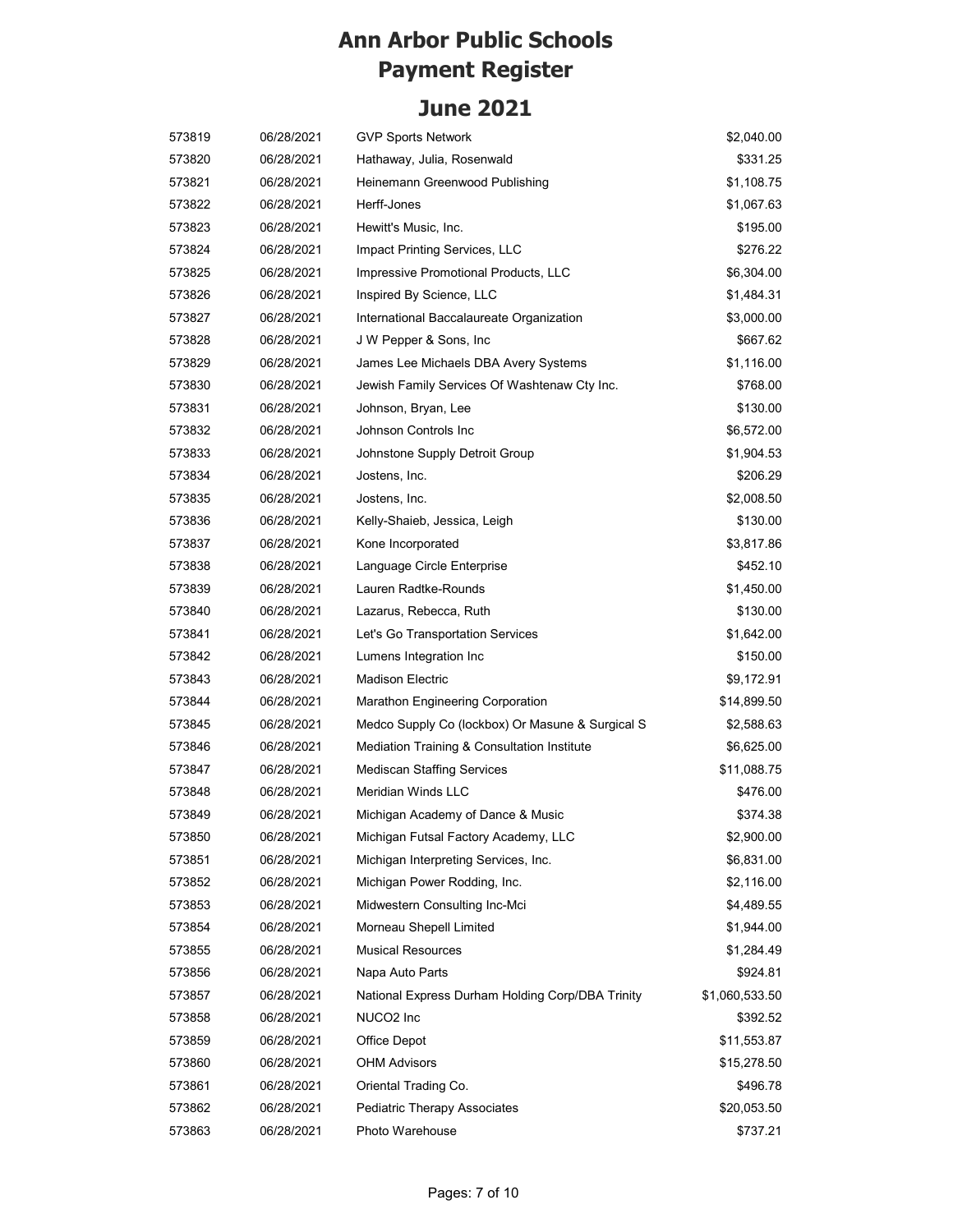# Ann Arbor Public Schools
# Payment Register

## June 2021

| | | | |
|---|---|---|---|
| 573819 | 06/28/2021 | GVP Sports Network | $2,040.00 |
| 573820 | 06/28/2021 | Hathaway, Julia, Rosenwald | $331.25 |
| 573821 | 06/28/2021 | Heinemann Greenwood Publishing | $1,108.75 |
| 573822 | 06/28/2021 | Herff-Jones | $1,067.63 |
| 573823 | 06/28/2021 | Hewitt's Music, Inc. | $195.00 |
| 573824 | 06/28/2021 | Impact Printing Services, LLC | $276.22 |
| 573825 | 06/28/2021 | Impressive Promotional Products, LLC | $6,304.00 |
| 573826 | 06/28/2021 | Inspired By Science, LLC | $1,484.31 |
| 573827 | 06/28/2021 | International Baccalaureate Organization | $3,000.00 |
| 573828 | 06/28/2021 | J W Pepper & Sons, Inc | $667.62 |
| 573829 | 06/28/2021 | James Lee Michaels DBA Avery Systems | $1,116.00 |
| 573830 | 06/28/2021 | Jewish Family Services Of Washtenaw Cty Inc. | $768.00 |
| 573831 | 06/28/2021 | Johnson, Bryan, Lee | $130.00 |
| 573832 | 06/28/2021 | Johnson Controls Inc | $6,572.00 |
| 573833 | 06/28/2021 | Johnstone Supply Detroit Group | $1,904.53 |
| 573834 | 06/28/2021 | Jostens, Inc. | $206.29 |
| 573835 | 06/28/2021 | Jostens, Inc. | $2,008.50 |
| 573836 | 06/28/2021 | Kelly-Shaieb, Jessica, Leigh | $130.00 |
| 573837 | 06/28/2021 | Kone Incorporated | $3,817.86 |
| 573838 | 06/28/2021 | Language Circle Enterprise | $452.10 |
| 573839 | 06/28/2021 | Lauren Radtke-Rounds | $1,450.00 |
| 573840 | 06/28/2021 | Lazarus, Rebecca, Ruth | $130.00 |
| 573841 | 06/28/2021 | Let's Go Transportation Services | $1,642.00 |
| 573842 | 06/28/2021 | Lumens Integration Inc | $150.00 |
| 573843 | 06/28/2021 | Madison Electric | $9,172.91 |
| 573844 | 06/28/2021 | Marathon Engineering Corporation | $14,899.50 |
| 573845 | 06/28/2021 | Medco Supply Co (lockbox) Or Masune & Surgical S | $2,588.63 |
| 573846 | 06/28/2021 | Mediation Training & Consultation Institute | $6,625.00 |
| 573847 | 06/28/2021 | Mediscan Staffing Services | $11,088.75 |
| 573848 | 06/28/2021 | Meridian Winds LLC | $476.00 |
| 573849 | 06/28/2021 | Michigan Academy of Dance & Music | $374.38 |
| 573850 | 06/28/2021 | Michigan Futsal Factory Academy, LLC | $2,900.00 |
| 573851 | 06/28/2021 | Michigan Interpreting Services, Inc. | $6,831.00 |
| 573852 | 06/28/2021 | Michigan Power Rodding, Inc. | $2,116.00 |
| 573853 | 06/28/2021 | Midwestern Consulting Inc-Mci | $4,489.55 |
| 573854 | 06/28/2021 | Morneau Shepell Limited | $1,944.00 |
| 573855 | 06/28/2021 | Musical Resources | $1,284.49 |
| 573856 | 06/28/2021 | Napa Auto Parts | $924.81 |
| 573857 | 06/28/2021 | National Express Durham Holding Corp/DBA Trinity | $1,060,533.50 |
| 573858 | 06/28/2021 | NUCO2 Inc | $392.52 |
| 573859 | 06/28/2021 | Office Depot | $11,553.87 |
| 573860 | 06/28/2021 | OHM Advisors | $15,278.50 |
| 573861 | 06/28/2021 | Oriental Trading Co. | $496.78 |
| 573862 | 06/28/2021 | Pediatric Therapy Associates | $20,053.50 |
| 573863 | 06/28/2021 | Photo Warehouse | $737.21 |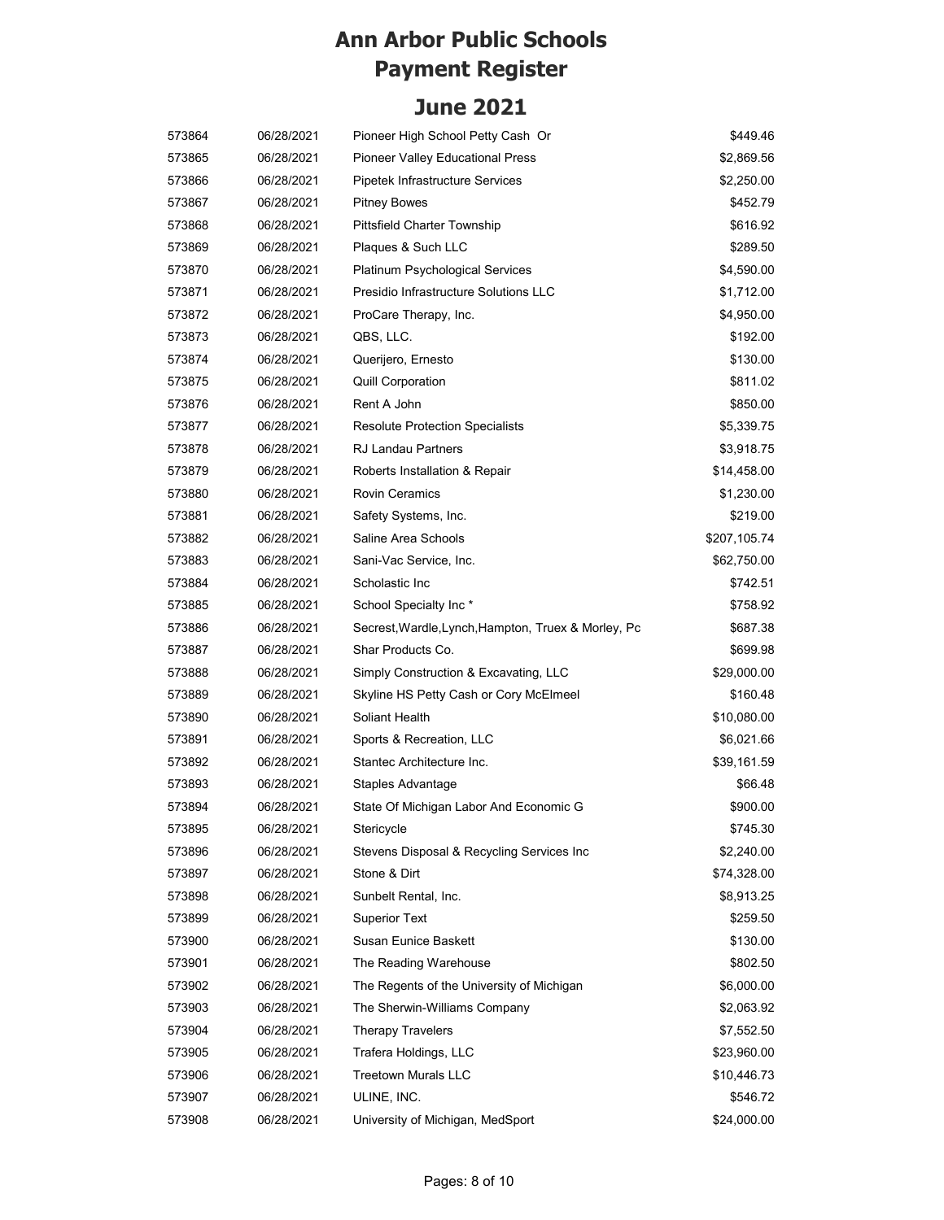# Ann Arbor Public Schools
# Payment Register

## June 2021

| | | | |
|---|---|---|---|
| 573864 | 06/28/2021 | Pioneer High School Petty Cash Or | $449.46 |
| 573865 | 06/28/2021 | Pioneer Valley Educational Press | $2,869.56 |
| 573866 | 06/28/2021 | Pipetek Infrastructure Services | $2,250.00 |
| 573867 | 06/28/2021 | Pitney Bowes | $452.79 |
| 573868 | 06/28/2021 | Pittsfield Charter Township | $616.92 |
| 573869 | 06/28/2021 | Plaques & Such LLC | $289.50 |
| 573870 | 06/28/2021 | Platinum Psychological Services | $4,590.00 |
| 573871 | 06/28/2021 | Presidio Infrastructure Solutions LLC | $1,712.00 |
| 573872 | 06/28/2021 | ProCare Therapy, Inc. | $4,950.00 |
| 573873 | 06/28/2021 | QBS, LLC. | $192.00 |
| 573874 | 06/28/2021 | Querijero, Ernesto | $130.00 |
| 573875 | 06/28/2021 | Quill Corporation | $811.02 |
| 573876 | 06/28/2021 | Rent A John | $850.00 |
| 573877 | 06/28/2021 | Resolute Protection Specialists | $5,339.75 |
| 573878 | 06/28/2021 | RJ Landau Partners | $3,918.75 |
| 573879 | 06/28/2021 | Roberts Installation & Repair | $14,458.00 |
| 573880 | 06/28/2021 | Rovin Ceramics | $1,230.00 |
| 573881 | 06/28/2021 | Safety Systems, Inc. | $219.00 |
| 573882 | 06/28/2021 | Saline Area Schools | $207,105.74 |
| 573883 | 06/28/2021 | Sani-Vac Service, Inc. | $62,750.00 |
| 573884 | 06/28/2021 | Scholastic Inc | $742.51 |
| 573885 | 06/28/2021 | School Specialty Inc * | $758.92 |
| 573886 | 06/28/2021 | Secrest,Wardle,Lynch,Hampton, Truex & Morley, Pc | $687.38 |
| 573887 | 06/28/2021 | Shar Products Co. | $699.98 |
| 573888 | 06/28/2021 | Simply Construction & Excavating, LLC | $29,000.00 |
| 573889 | 06/28/2021 | Skyline HS Petty Cash or Cory McElmeel | $160.48 |
| 573890 | 06/28/2021 | Soliant Health | $10,080.00 |
| 573891 | 06/28/2021 | Sports & Recreation, LLC | $6,021.66 |
| 573892 | 06/28/2021 | Stantec Architecture Inc. | $39,161.59 |
| 573893 | 06/28/2021 | Staples Advantage | $66.48 |
| 573894 | 06/28/2021 | State Of Michigan Labor And Economic G | $900.00 |
| 573895 | 06/28/2021 | Stericycle | $745.30 |
| 573896 | 06/28/2021 | Stevens Disposal & Recycling Services Inc | $2,240.00 |
| 573897 | 06/28/2021 | Stone & Dirt | $74,328.00 |
| 573898 | 06/28/2021 | Sunbelt Rental, Inc. | $8,913.25 |
| 573899 | 06/28/2021 | Superior Text | $259.50 |
| 573900 | 06/28/2021 | Susan Eunice Baskett | $130.00 |
| 573901 | 06/28/2021 | The Reading Warehouse | $802.50 |
| 573902 | 06/28/2021 | The Regents of the University of Michigan | $6,000.00 |
| 573903 | 06/28/2021 | The Sherwin-Williams Company | $2,063.92 |
| 573904 | 06/28/2021 | Therapy Travelers | $7,552.50 |
| 573905 | 06/28/2021 | Trafera Holdings, LLC | $23,960.00 |
| 573906 | 06/28/2021 | Treetown Murals LLC | $10,446.73 |
| 573907 | 06/28/2021 | ULINE, INC. | $546.72 |
| 573908 | 06/28/2021 | University of Michigan, MedSport | $24,000.00 |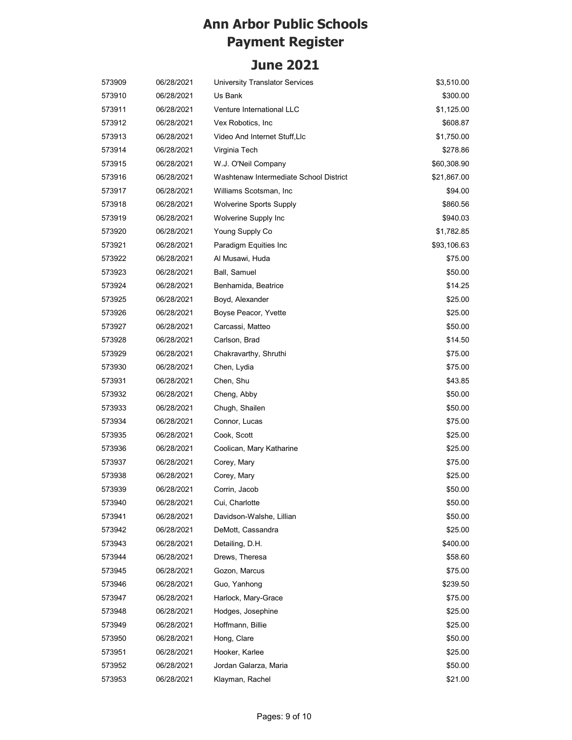# Ann Arbor Public Schools
# Payment Register

## June 2021

| | | | |
|---|---|---|---|
| 573909 | 06/28/2021 | University Translator Services | $3,510.00 |
| 573910 | 06/28/2021 | Us Bank | $300.00 |
| 573911 | 06/28/2021 | Venture International LLC | $1,125.00 |
| 573912 | 06/28/2021 | Vex Robotics, Inc | $608.87 |
| 573913 | 06/28/2021 | Video And Internet Stuff,Llc | $1,750.00 |
| 573914 | 06/28/2021 | Virginia Tech | $278.86 |
| 573915 | 06/28/2021 | W.J. O'Neil Company | $60,308.90 |
| 573916 | 06/28/2021 | Washtenaw Intermediate School District | $21,867.00 |
| 573917 | 06/28/2021 | Williams Scotsman, Inc | $94.00 |
| 573918 | 06/28/2021 | Wolverine Sports Supply | $860.56 |
| 573919 | 06/28/2021 | Wolverine Supply Inc | $940.03 |
| 573920 | 06/28/2021 | Young Supply Co | $1,782.85 |
| 573921 | 06/28/2021 | Paradigm Equities Inc | $93,106.63 |
| 573922 | 06/28/2021 | Al Musawi, Huda | $75.00 |
| 573923 | 06/28/2021 | Ball, Samuel | $50.00 |
| 573924 | 06/28/2021 | Benhamida, Beatrice | $14.25 |
| 573925 | 06/28/2021 | Boyd, Alexander | $25.00 |
| 573926 | 06/28/2021 | Boyse Peacor, Yvette | $25.00 |
| 573927 | 06/28/2021 | Carcassi, Matteo | $50.00 |
| 573928 | 06/28/2021 | Carlson, Brad | $14.50 |
| 573929 | 06/28/2021 | Chakravarthy, Shruthi | $75.00 |
| 573930 | 06/28/2021 | Chen, Lydia | $75.00 |
| 573931 | 06/28/2021 | Chen, Shu | $43.85 |
| 573932 | 06/28/2021 | Cheng, Abby | $50.00 |
| 573933 | 06/28/2021 | Chugh, Shailen | $50.00 |
| 573934 | 06/28/2021 | Connor, Lucas | $75.00 |
| 573935 | 06/28/2021 | Cook, Scott | $25.00 |
| 573936 | 06/28/2021 | Coolican, Mary Katharine | $25.00 |
| 573937 | 06/28/2021 | Corey, Mary | $75.00 |
| 573938 | 06/28/2021 | Corey, Mary | $25.00 |
| 573939 | 06/28/2021 | Corrin, Jacob | $50.00 |
| 573940 | 06/28/2021 | Cui, Charlotte | $50.00 |
| 573941 | 06/28/2021 | Davidson-Walshe, Lillian | $50.00 |
| 573942 | 06/28/2021 | DeMott, Cassandra | $25.00 |
| 573943 | 06/28/2021 | Detailing, D.H. | $400.00 |
| 573944 | 06/28/2021 | Drews, Theresa | $58.60 |
| 573945 | 06/28/2021 | Gozon, Marcus | $75.00 |
| 573946 | 06/28/2021 | Guo, Yanhong | $239.50 |
| 573947 | 06/28/2021 | Harlock, Mary-Grace | $75.00 |
| 573948 | 06/28/2021 | Hodges, Josephine | $25.00 |
| 573949 | 06/28/2021 | Hoffmann, Billie | $25.00 |
| 573950 | 06/28/2021 | Hong, Clare | $50.00 |
| 573951 | 06/28/2021 | Hooker, Karlee | $25.00 |
| 573952 | 06/28/2021 | Jordan Galarza, Maria | $50.00 |
| 573953 | 06/28/2021 | Klayman, Rachel | $21.00 |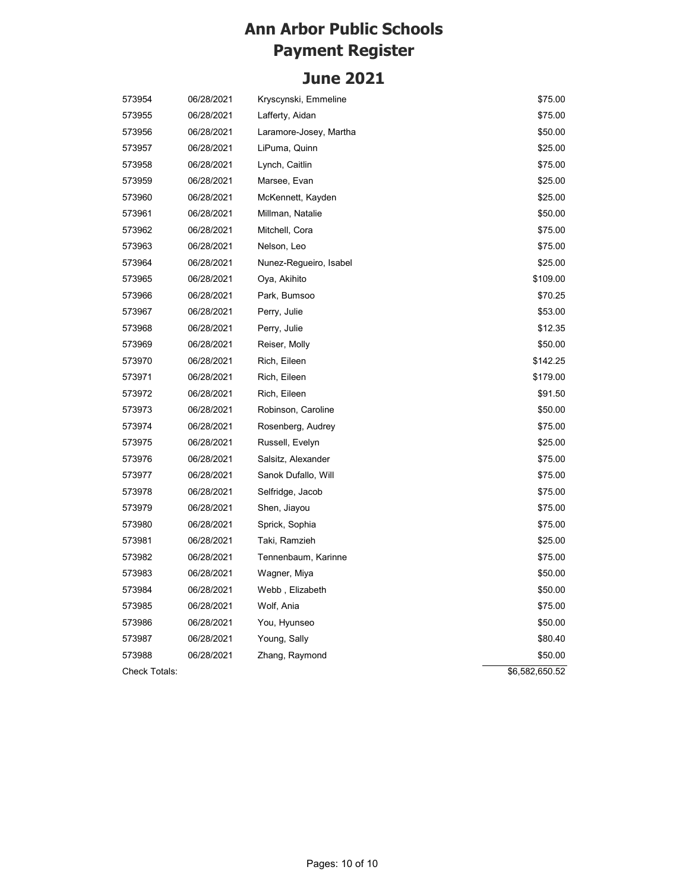# Ann Arbor Public Schools
# Payment Register

## June 2021

| | | | |
|---|---|---|---|
| 573954 | 06/28/2021 | Kryscynski, Emmeline | $75.00 |
| 573955 | 06/28/2021 | Lafferty, Aidan | $75.00 |
| 573956 | 06/28/2021 | Laramore-Josey, Martha | $50.00 |
| 573957 | 06/28/2021 | LiPuma, Quinn | $25.00 |
| 573958 | 06/28/2021 | Lynch, Caitlin | $75.00 |
| 573959 | 06/28/2021 | Marsee, Evan | $25.00 |
| 573960 | 06/28/2021 | McKennett, Kayden | $25.00 |
| 573961 | 06/28/2021 | Millman, Natalie | $50.00 |
| 573962 | 06/28/2021 | Mitchell, Cora | $75.00 |
| 573963 | 06/28/2021 | Nelson, Leo | $75.00 |
| 573964 | 06/28/2021 | Nunez-Regueiro, Isabel | $25.00 |
| 573965 | 06/28/2021 | Oya, Akihito | $109.00 |
| 573966 | 06/28/2021 | Park, Bumsoo | $70.25 |
| 573967 | 06/28/2021 | Perry, Julie | $53.00 |
| 573968 | 06/28/2021 | Perry, Julie | $12.35 |
| 573969 | 06/28/2021 | Reiser, Molly | $50.00 |
| 573970 | 06/28/2021 | Rich, Eileen | $142.25 |
| 573971 | 06/28/2021 | Rich, Eileen | $179.00 |
| 573972 | 06/28/2021 | Rich, Eileen | $91.50 |
| 573973 | 06/28/2021 | Robinson, Caroline | $50.00 |
| 573974 | 06/28/2021 | Rosenberg, Audrey | $75.00 |
| 573975 | 06/28/2021 | Russell, Evelyn | $25.00 |
| 573976 | 06/28/2021 | Salsitz, Alexander | $75.00 |
| 573977 | 06/28/2021 | Sanok Dufallo, Will | $75.00 |
| 573978 | 06/28/2021 | Selfridge, Jacob | $75.00 |
| 573979 | 06/28/2021 | Shen, Jiayou | $75.00 |
| 573980 | 06/28/2021 | Sprick, Sophia | $75.00 |
| 573981 | 06/28/2021 | Taki, Ramzieh | $25.00 |
| 573982 | 06/28/2021 | Tennenbaum, Karinne | $75.00 |
| 573983 | 06/28/2021 | Wagner, Miya | $50.00 |
| 573984 | 06/28/2021 | Webb , Elizabeth | $50.00 |
| 573985 | 06/28/2021 | Wolf, Ania | $75.00 |
| 573986 | 06/28/2021 | You, Hyunseo | $50.00 |
| 573987 | 06/28/2021 | Young, Sally | $80.40 |
| 573988 | 06/28/2021 | Zhang, Raymond | $50.00 |
| Check Totals: | | | $6,582,650.52 |